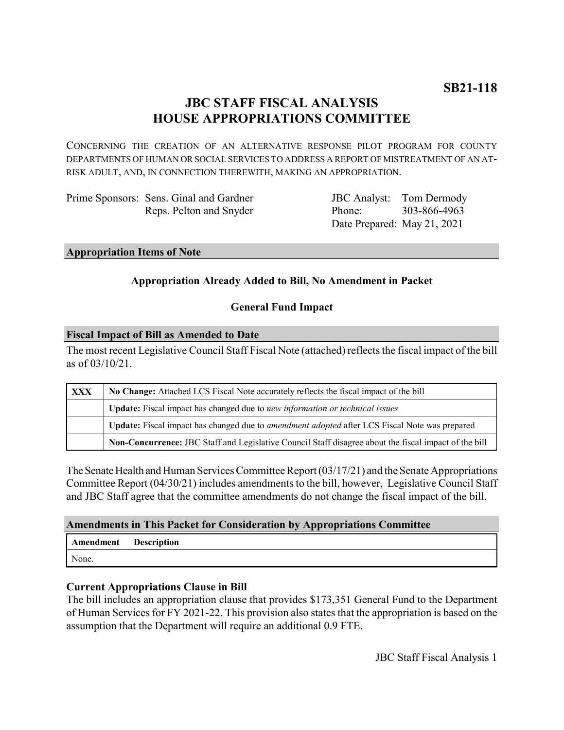**SB21-118**

# JBC STAFF FISCAL ANALYSIS
# HOUSE APPROPRIATIONS COMMITTEE

CONCERNING THE CREATION OF AN ALTERNATIVE RESPONSE PILOT PROGRAM FOR COUNTY DEPARTMENTS OF HUMAN OR SOCIAL SERVICES TO ADDRESS A REPORT OF MISTREATMENT OF AN AT-RISK ADULT, AND, IN CONNECTION THEREWITH, MAKING AN APPROPRIATION.

| | | | |
|---|---|---|---|
| Prime Sponsors: | Sens. Ginal and Gardner | JBC Analyst: | Tom Dermody |
| | Reps. Pelton and Snyder | Phone: | 303-866-4963 |
| | | Date Prepared: | May 21, 2021 |

## Appropriation Items of Note

**Appropriation Already Added to Bill, No Amendment in Packet**

**General Fund Impact**

## Fiscal Impact of Bill as Amended to Date

The most recent Legislative Council Staff Fiscal Note (attached) reflects the fiscal impact of the bill as of 03/10/21.

| | |
|---|---|
| **XXX** | **No Change:** Attached LCS Fiscal Note accurately reflects the fiscal impact of the bill |
| | **Update:** Fiscal impact has changed due to *new information or technical issues* |
| | **Update:** Fiscal impact has changed due to *amendment adopted* after LCS Fiscal Note was prepared |
| | **Non-Concurrence:** JBC Staff and Legislative Council Staff disagree about the fiscal impact of the bill |

The Senate Health and Human Services Committee Report (03/17/21) and the Senate Appropriations Committee Report (04/30/21) includes amendments to the bill, however, Legislative Council Staff and JBC Staff agree that the committee amendments do not change the fiscal impact of the bill.

## Amendments in This Packet for Consideration by Appropriations Committee

| Amendment | Description |
|---|---|
| None. | |

### Current Appropriations Clause in Bill

The bill includes an appropriation clause that provides $173,351 General Fund to the Department of Human Services for FY 2021-22. This provision also states that the appropriation is based on the assumption that the Department will require an additional 0.9 FTE.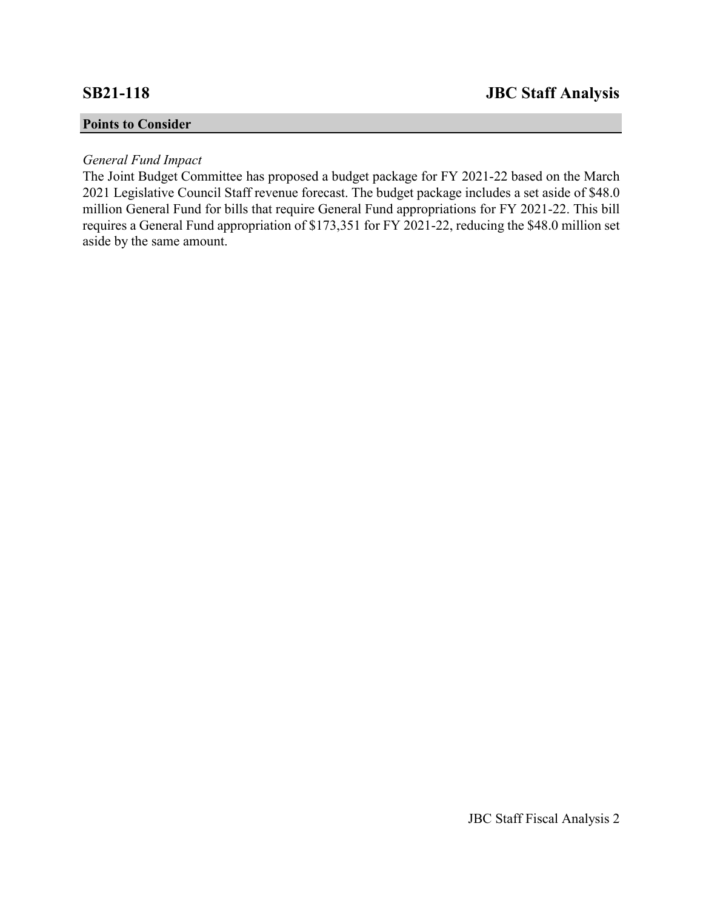## Points to Consider

*General Fund Impact*

The Joint Budget Committee has proposed a budget package for FY 2021-22 based on the March 2021 Legislative Council Staff revenue forecast. The budget package includes a set aside of $48.0 million General Fund for bills that require General Fund appropriations for FY 2021-22. This bill requires a General Fund appropriation of $173,351 for FY 2021-22, reducing the $48.0 million set aside by the same amount.